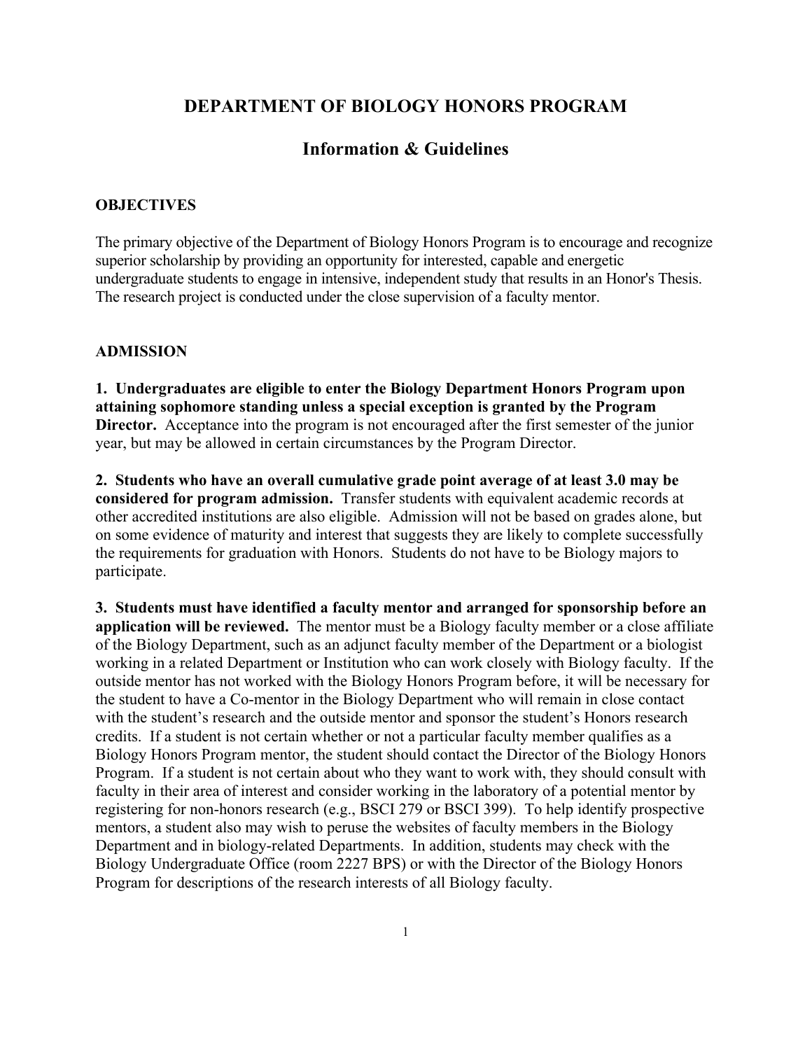# DEPARTMENT OF BIOLOGY HONORS PROGRAM

## Information & Guidelines

### OBJECTIVES

The primary objective of the Department of Biology Honors Program is to encourage and recognize superior scholarship by providing an opportunity for interested, capable and energetic undergraduate students to engage in intensive, independent study that results in an Honor's Thesis. The research project is conducted under the close supervision of a faculty mentor.

### ADMISSION

**1. Undergraduates are eligible to enter the Biology Department Honors Program upon attaining sophomore standing unless a special exception is granted by the Program Director.** Acceptance into the program is not encouraged after the first semester of the junior year, but may be allowed in certain circumstances by the Program Director.

**2. Students who have an overall cumulative grade point average of at least 3.0 may be considered for program admission.** Transfer students with equivalent academic records at other accredited institutions are also eligible. Admission will not be based on grades alone, but on some evidence of maturity and interest that suggests they are likely to complete successfully the requirements for graduation with Honors. Students do not have to be Biology majors to participate.

**3. Students must have identified a faculty mentor and arranged for sponsorship before an application will be reviewed.** The mentor must be a Biology faculty member or a close affiliate of the Biology Department, such as an adjunct faculty member of the Department or a biologist working in a related Department or Institution who can work closely with Biology faculty. If the outside mentor has not worked with the Biology Honors Program before, it will be necessary for the student to have a Co-mentor in the Biology Department who will remain in close contact with the student's research and the outside mentor and sponsor the student's Honors research credits. If a student is not certain whether or not a particular faculty member qualifies as a Biology Honors Program mentor, the student should contact the Director of the Biology Honors Program. If a student is not certain about who they want to work with, they should consult with faculty in their area of interest and consider working in the laboratory of a potential mentor by registering for non-honors research (e.g., BSCI 279 or BSCI 399). To help identify prospective mentors, a student also may wish to peruse the websites of faculty members in the Biology Department and in biology-related Departments. In addition, students may check with the Biology Undergraduate Office (room 2227 BPS) or with the Director of the Biology Honors Program for descriptions of the research interests of all Biology faculty.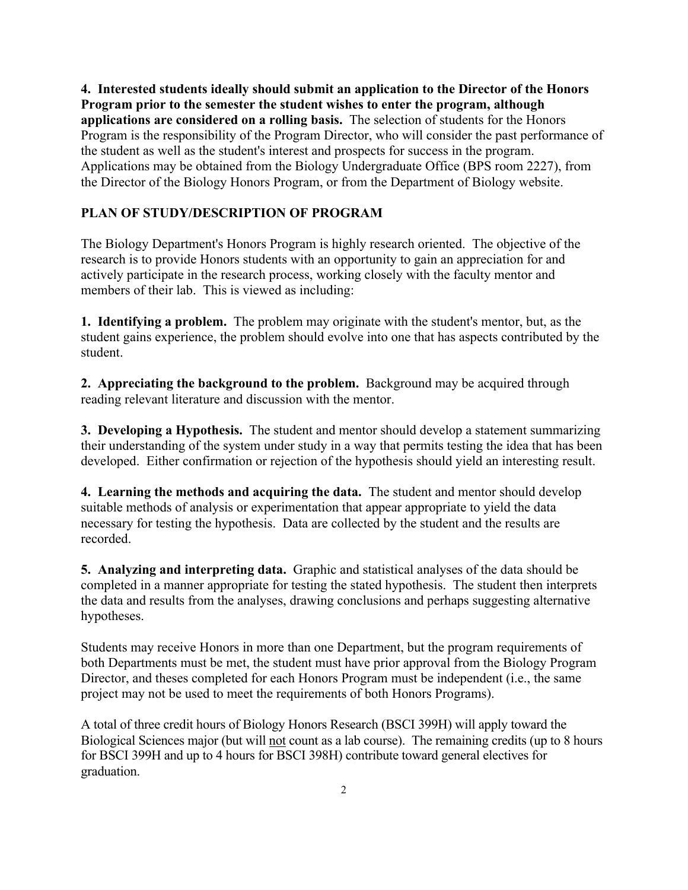**4. Interested students ideally should submit an application to the Director of the Honors Program prior to the semester the student wishes to enter the program, although applications are considered on a rolling basis.** The selection of students for the Honors Program is the responsibility of the Program Director, who will consider the past performance of the student as well as the student's interest and prospects for success in the program. Applications may be obtained from the Biology Undergraduate Office (BPS room 2227), from the Director of the Biology Honors Program, or from the Department of Biology website.

## PLAN OF STUDY/DESCRIPTION OF PROGRAM

The Biology Department's Honors Program is highly research oriented. The objective of the research is to provide Honors students with an opportunity to gain an appreciation for and actively participate in the research process, working closely with the faculty mentor and members of their lab. This is viewed as including:

**1. Identifying a problem.** The problem may originate with the student's mentor, but, as the student gains experience, the problem should evolve into one that has aspects contributed by the student.

**2. Appreciating the background to the problem.** Background may be acquired through reading relevant literature and discussion with the mentor.

**3. Developing a Hypothesis.** The student and mentor should develop a statement summarizing their understanding of the system under study in a way that permits testing the idea that has been developed. Either confirmation or rejection of the hypothesis should yield an interesting result.

**4. Learning the methods and acquiring the data.** The student and mentor should develop suitable methods of analysis or experimentation that appear appropriate to yield the data necessary for testing the hypothesis. Data are collected by the student and the results are recorded.

**5. Analyzing and interpreting data.** Graphic and statistical analyses of the data should be completed in a manner appropriate for testing the stated hypothesis. The student then interprets the data and results from the analyses, drawing conclusions and perhaps suggesting alternative hypotheses.

Students may receive Honors in more than one Department, but the program requirements of both Departments must be met, the student must have prior approval from the Biology Program Director, and theses completed for each Honors Program must be independent (i.e., the same project may not be used to meet the requirements of both Honors Programs).

A total of three credit hours of Biology Honors Research (BSCI 399H) will apply toward the Biological Sciences major (but will <u>not</u> count as a lab course). The remaining credits (up to 8 hours for BSCI 399H and up to 4 hours for BSCI 398H) contribute toward general electives for graduation.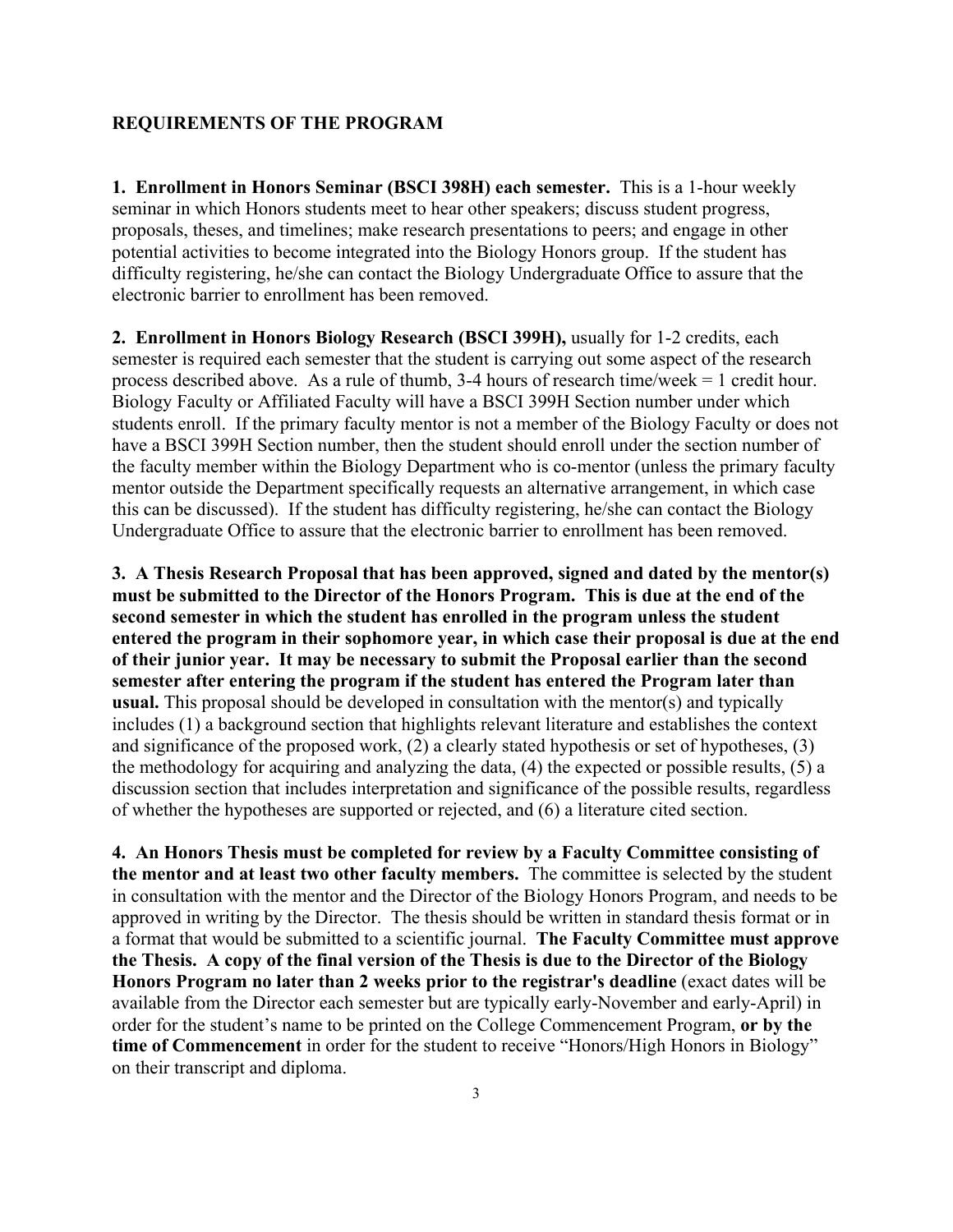## REQUIREMENTS OF THE PROGRAM

**1. Enrollment in Honors Seminar (BSCI 398H) each semester.** This is a 1-hour weekly seminar in which Honors students meet to hear other speakers; discuss student progress, proposals, theses, and timelines; make research presentations to peers; and engage in other potential activities to become integrated into the Biology Honors group. If the student has difficulty registering, he/she can contact the Biology Undergraduate Office to assure that the electronic barrier to enrollment has been removed.

**2. Enrollment in Honors Biology Research (BSCI 399H),** usually for 1-2 credits, each semester is required each semester that the student is carrying out some aspect of the research process described above. As a rule of thumb, 3-4 hours of research time/week = 1 credit hour. Biology Faculty or Affiliated Faculty will have a BSCI 399H Section number under which students enroll. If the primary faculty mentor is not a member of the Biology Faculty or does not have a BSCI 399H Section number, then the student should enroll under the section number of the faculty member within the Biology Department who is co-mentor (unless the primary faculty mentor outside the Department specifically requests an alternative arrangement, in which case this can be discussed). If the student has difficulty registering, he/she can contact the Biology Undergraduate Office to assure that the electronic barrier to enrollment has been removed.

**3. A Thesis Research Proposal that has been approved, signed and dated by the mentor(s) must be submitted to the Director of the Honors Program. This is due at the end of the second semester in which the student has enrolled in the program unless the student entered the program in their sophomore year, in which case their proposal is due at the end of their junior year. It may be necessary to submit the Proposal earlier than the second semester after entering the program if the student has entered the Program later than usual.** This proposal should be developed in consultation with the mentor(s) and typically includes (1) a background section that highlights relevant literature and establishes the context and significance of the proposed work, (2) a clearly stated hypothesis or set of hypotheses, (3) the methodology for acquiring and analyzing the data, (4) the expected or possible results, (5) a discussion section that includes interpretation and significance of the possible results, regardless of whether the hypotheses are supported or rejected, and (6) a literature cited section.

**4. An Honors Thesis must be completed for review by a Faculty Committee consisting of the mentor and at least two other faculty members.** The committee is selected by the student in consultation with the mentor and the Director of the Biology Honors Program, and needs to be approved in writing by the Director. The thesis should be written in standard thesis format or in a format that would be submitted to a scientific journal. **The Faculty Committee must approve the Thesis. A copy of the final version of the Thesis is due to the Director of the Biology Honors Program no later than 2 weeks prior to the registrar's deadline** (exact dates will be available from the Director each semester but are typically early-November and early-April) in order for the student's name to be printed on the College Commencement Program, **or by the time of Commencement** in order for the student to receive "Honors/High Honors in Biology" on their transcript and diploma.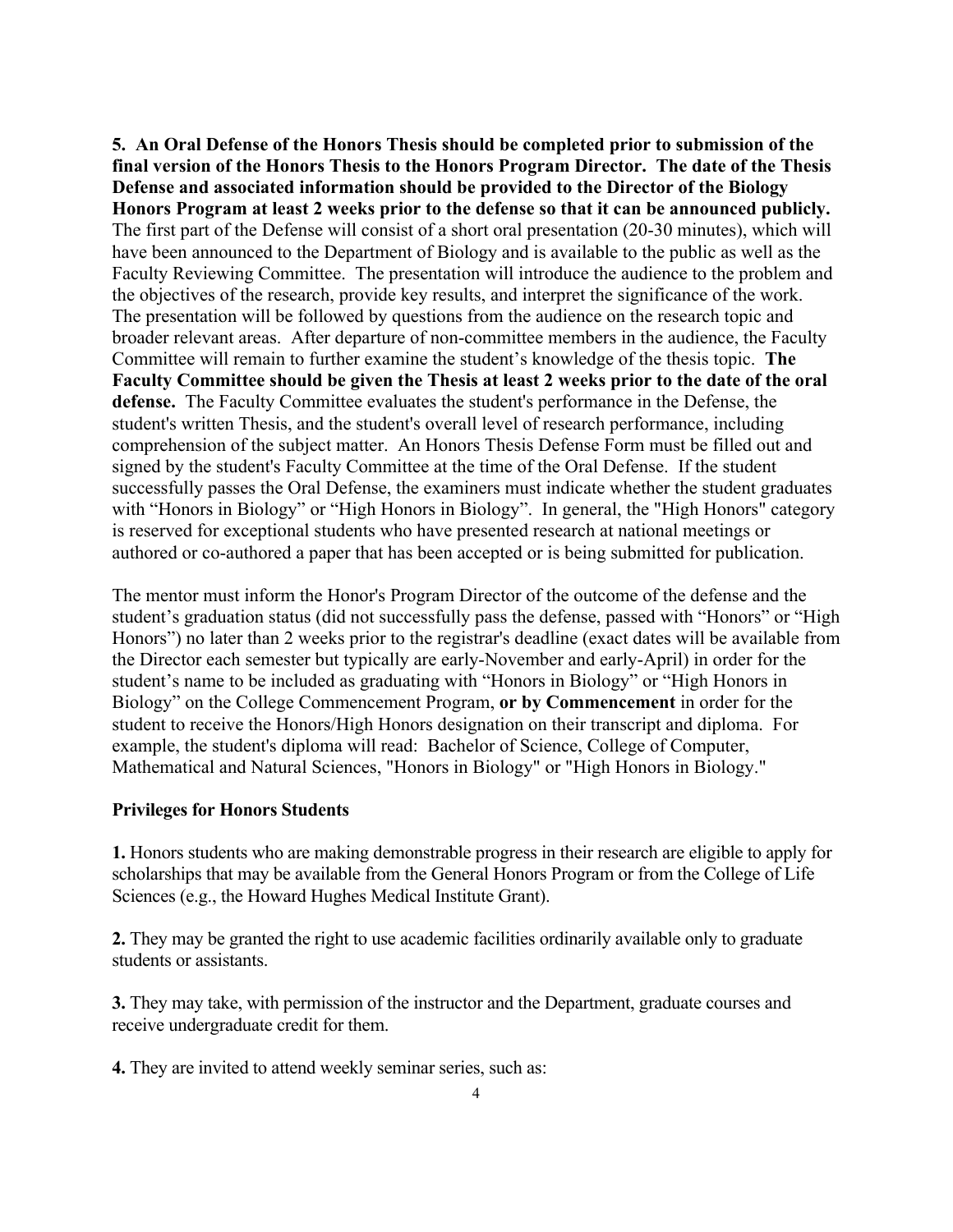**5. An Oral Defense of the Honors Thesis should be completed prior to submission of the final version of the Honors Thesis to the Honors Program Director. The date of the Thesis Defense and associated information should be provided to the Director of the Biology Honors Program at least 2 weeks prior to the defense so that it can be announced publicly.** The first part of the Defense will consist of a short oral presentation (20-30 minutes), which will have been announced to the Department of Biology and is available to the public as well as the Faculty Reviewing Committee. The presentation will introduce the audience to the problem and the objectives of the research, provide key results, and interpret the significance of the work. The presentation will be followed by questions from the audience on the research topic and broader relevant areas. After departure of non-committee members in the audience, the Faculty Committee will remain to further examine the student's knowledge of the thesis topic. **The Faculty Committee should be given the Thesis at least 2 weeks prior to the date of the oral defense.** The Faculty Committee evaluates the student's performance in the Defense, the student's written Thesis, and the student's overall level of research performance, including comprehension of the subject matter. An Honors Thesis Defense Form must be filled out and signed by the student's Faculty Committee at the time of the Oral Defense. If the student successfully passes the Oral Defense, the examiners must indicate whether the student graduates with "Honors in Biology" or "High Honors in Biology". In general, the "High Honors" category is reserved for exceptional students who have presented research at national meetings or authored or co-authored a paper that has been accepted or is being submitted for publication.

The mentor must inform the Honor's Program Director of the outcome of the defense and the student's graduation status (did not successfully pass the defense, passed with "Honors" or "High Honors") no later than 2 weeks prior to the registrar's deadline (exact dates will be available from the Director each semester but typically are early-November and early-April) in order for the student's name to be included as graduating with "Honors in Biology" or "High Honors in Biology" on the College Commencement Program, **or by Commencement** in order for the student to receive the Honors/High Honors designation on their transcript and diploma. For example, the student's diploma will read: Bachelor of Science, College of Computer, Mathematical and Natural Sciences, "Honors in Biology" or "High Honors in Biology."

**Privileges for Honors Students**

**1.** Honors students who are making demonstrable progress in their research are eligible to apply for scholarships that may be available from the General Honors Program or from the College of Life Sciences (e.g., the Howard Hughes Medical Institute Grant).

**2.** They may be granted the right to use academic facilities ordinarily available only to graduate students or assistants.

**3.** They may take, with permission of the instructor and the Department, graduate courses and receive undergraduate credit for them.

**4.** They are invited to attend weekly seminar series, such as: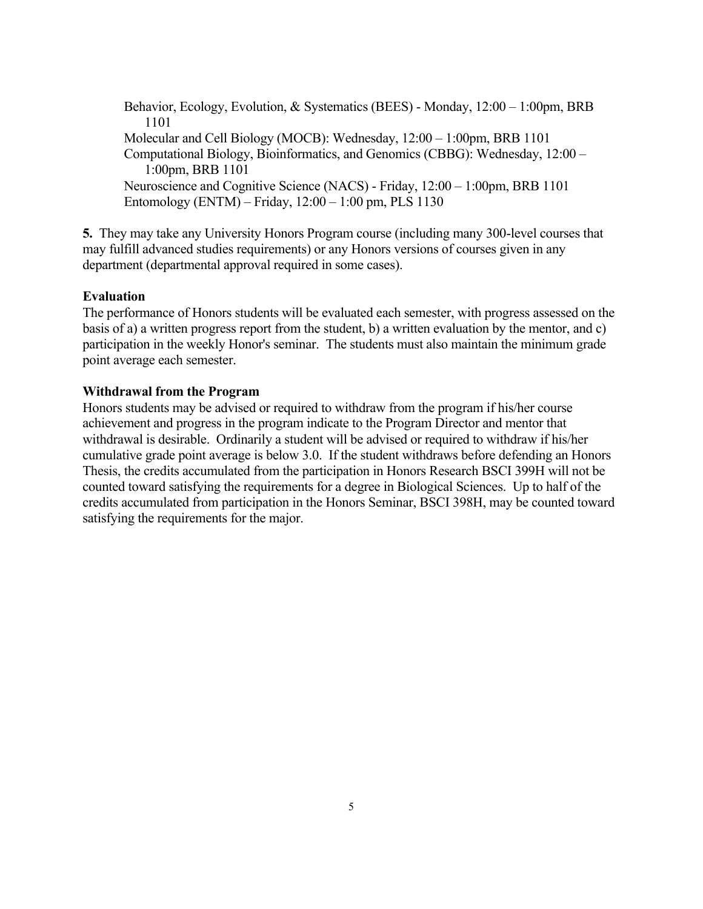Behavior, Ecology, Evolution, & Systematics (BEES) - Monday, 12:00 – 1:00pm, BRB 1101
Molecular and Cell Biology (MOCB): Wednesday, 12:00 – 1:00pm, BRB 1101
Computational Biology, Bioinformatics, and Genomics (CBBG): Wednesday, 12:00 – 1:00pm, BRB 1101
Neuroscience and Cognitive Science (NACS) - Friday, 12:00 – 1:00pm, BRB 1101
Entomology (ENTM) – Friday, 12:00 – 1:00 pm, PLS 1130

**5.** They may take any University Honors Program course (including many 300-level courses that may fulfill advanced studies requirements) or any Honors versions of courses given in any department (departmental approval required in some cases).

**Evaluation**

The performance of Honors students will be evaluated each semester, with progress assessed on the basis of a) a written progress report from the student, b) a written evaluation by the mentor, and c) participation in the weekly Honor's seminar. The students must also maintain the minimum grade point average each semester.

**Withdrawal from the Program**

Honors students may be advised or required to withdraw from the program if his/her course achievement and progress in the program indicate to the Program Director and mentor that withdrawal is desirable. Ordinarily a student will be advised or required to withdraw if his/her cumulative grade point average is below 3.0. If the student withdraws before defending an Honors Thesis, the credits accumulated from the participation in Honors Research BSCI 399H will not be counted toward satisfying the requirements for a degree in Biological Sciences. Up to half of the credits accumulated from participation in the Honors Seminar, BSCI 398H, may be counted toward satisfying the requirements for the major.